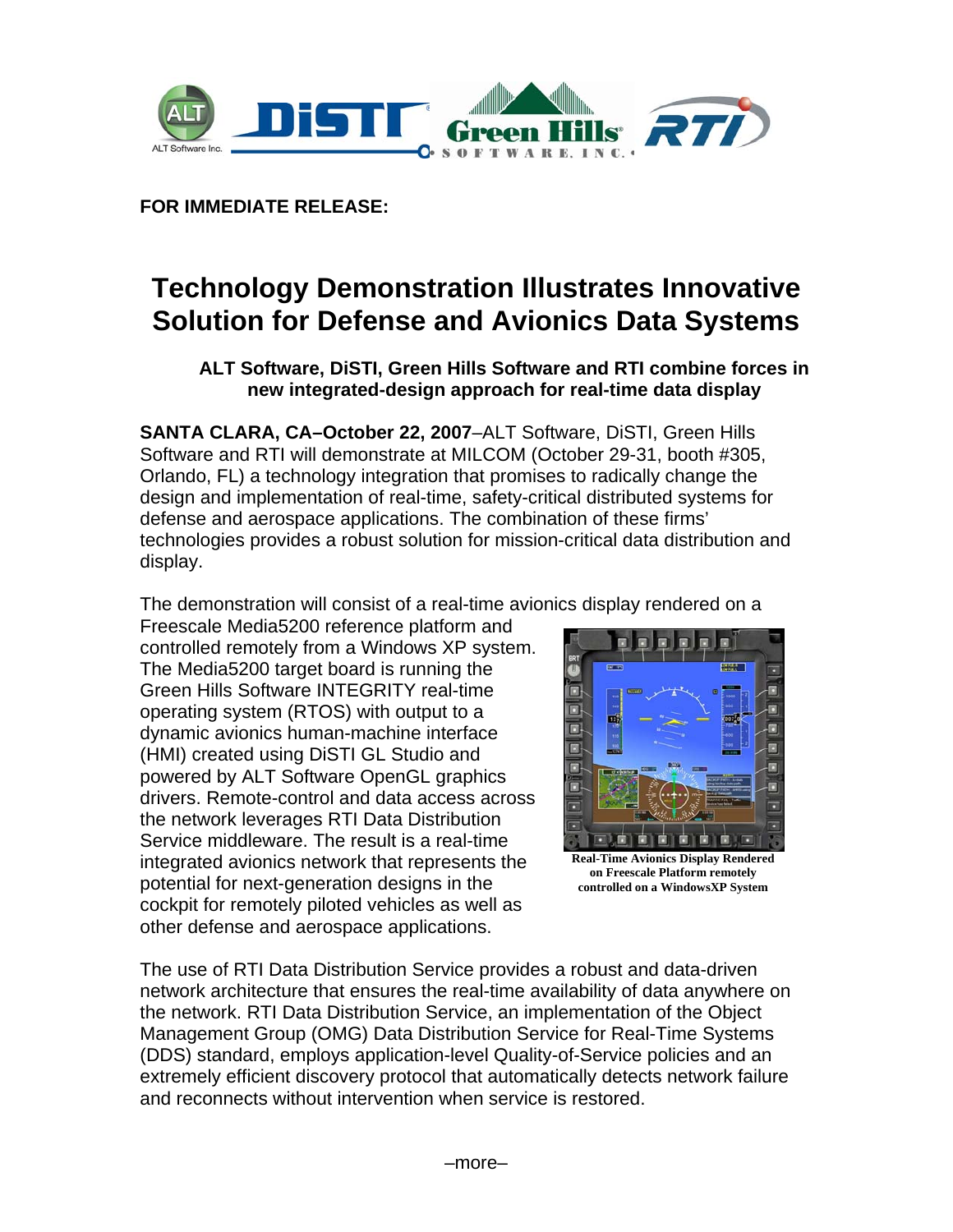**FOR IMMEDIATE RELEASE:**

# Technology Demonstration Illustrates Innovative Solution for Defense and Avionics Data Systems

### ALT Software, DiSTI, Green Hills Software and RTI combine forces in new integrated-design approach for real-time data display

**SANTA CLARA, CA–October 22, 2007**–ALT Software, DiSTI, Green Hills Software and RTI will demonstrate at MILCOM (October 29-31, booth #305, Orlando, FL) a technology integration that promises to radically change the design and implementation of real-time, safety-critical distributed systems for defense and aerospace applications. The combination of these firms' technologies provides a robust solution for mission-critical data distribution and display.

The demonstration will consist of a real-time avionics display rendered on a Freescale Media5200 reference platform and controlled remotely from a Windows XP system. The Media5200 target board is running the Green Hills Software INTEGRITY real-time operating system (RTOS) with output to a dynamic avionics human-machine interface (HMI) created using DiSTI GL Studio and powered by ALT Software OpenGL graphics drivers. Remote-control and data access across the network leverages RTI Data Distribution Service middleware. The result is a real-time integrated avionics network that represents the potential for next-generation designs in the cockpit for remotely piloted vehicles as well as other defense and aerospace applications.

**Real-Time Avionics Display Rendered on Freescale Platform remotely controlled on a WindowsXP System**

The use of RTI Data Distribution Service provides a robust and data-driven network architecture that ensures the real-time availability of data anywhere on the network. RTI Data Distribution Service, an implementation of the Object Management Group (OMG) Data Distribution Service for Real-Time Systems (DDS) standard, employs application-level Quality-of-Service policies and an extremely efficient discovery protocol that automatically detects network failure and reconnects without intervention when service is restored.

–more–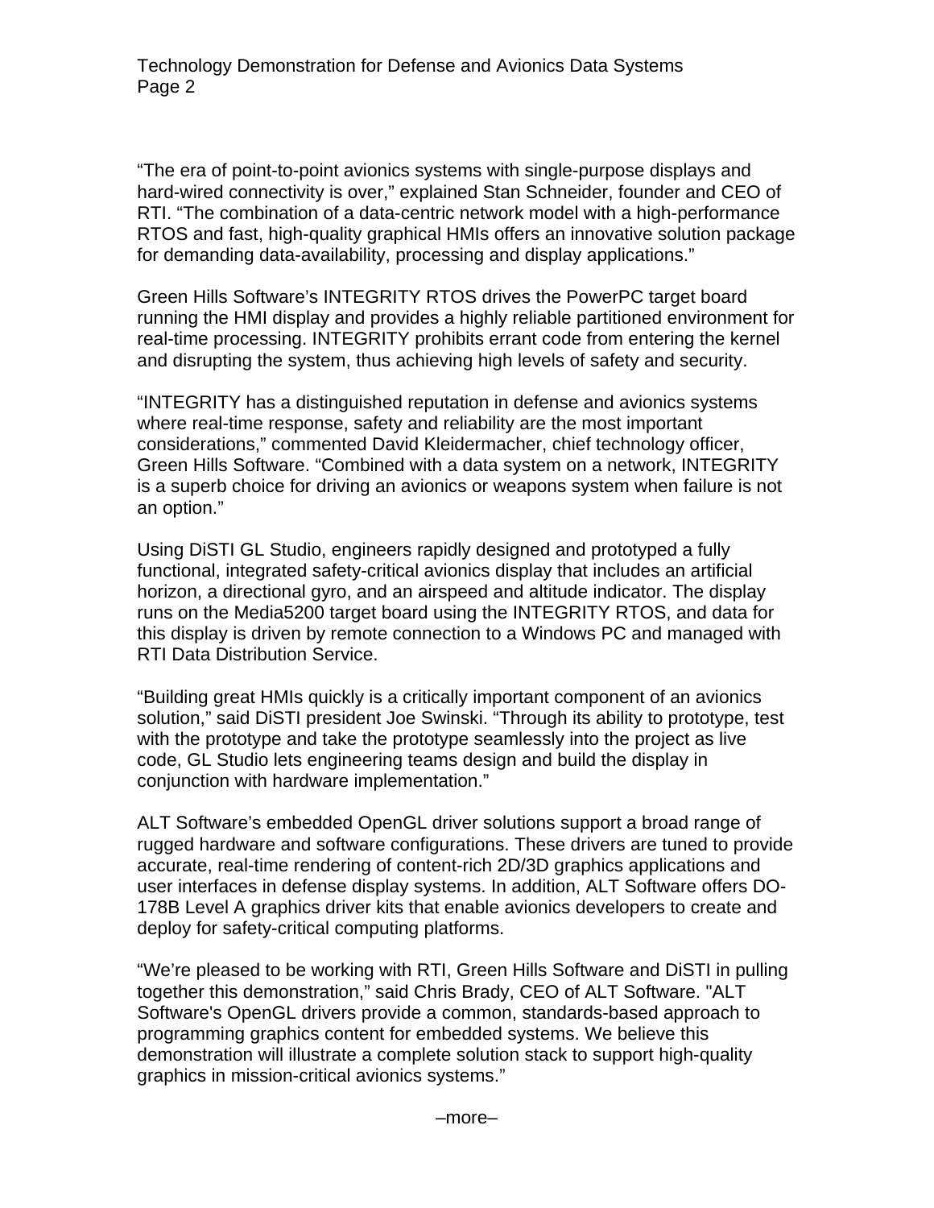"The era of point-to-point avionics systems with single-purpose displays and hard-wired connectivity is over," explained Stan Schneider, founder and CEO of RTI. "The combination of a data-centric network model with a high-performance RTOS and fast, high-quality graphical HMIs offers an innovative solution package for demanding data-availability, processing and display applications."

Green Hills Software's INTEGRITY RTOS drives the PowerPC target board running the HMI display and provides a highly reliable partitioned environment for real-time processing. INTEGRITY prohibits errant code from entering the kernel and disrupting the system, thus achieving high levels of safety and security.

"INTEGRITY has a distinguished reputation in defense and avionics systems where real-time response, safety and reliability are the most important considerations," commented David Kleidermacher, chief technology officer, Green Hills Software. "Combined with a data system on a network, INTEGRITY is a superb choice for driving an avionics or weapons system when failure is not an option."

Using DiSTI GL Studio, engineers rapidly designed and prototyped a fully functional, integrated safety-critical avionics display that includes an artificial horizon, a directional gyro, and an airspeed and altitude indicator. The display runs on the Media5200 target board using the INTEGRITY RTOS, and data for this display is driven by remote connection to a Windows PC and managed with RTI Data Distribution Service.

"Building great HMIs quickly is a critically important component of an avionics solution," said DiSTI president Joe Swinski. "Through its ability to prototype, test with the prototype and take the prototype seamlessly into the project as live code, GL Studio lets engineering teams design and build the display in conjunction with hardware implementation."

ALT Software's embedded OpenGL driver solutions support a broad range of rugged hardware and software configurations. These drivers are tuned to provide accurate, real-time rendering of content-rich 2D/3D graphics applications and user interfaces in defense display systems. In addition, ALT Software offers DO-178B Level A graphics driver kits that enable avionics developers to create and deploy for safety-critical computing platforms.

"We're pleased to be working with RTI, Green Hills Software and DiSTI in pulling together this demonstration," said Chris Brady, CEO of ALT Software. "ALT Software's OpenGL drivers provide a common, standards-based approach to programming graphics content for embedded systems. We believe this demonstration will illustrate a complete solution stack to support high-quality graphics in mission-critical avionics systems."

–more–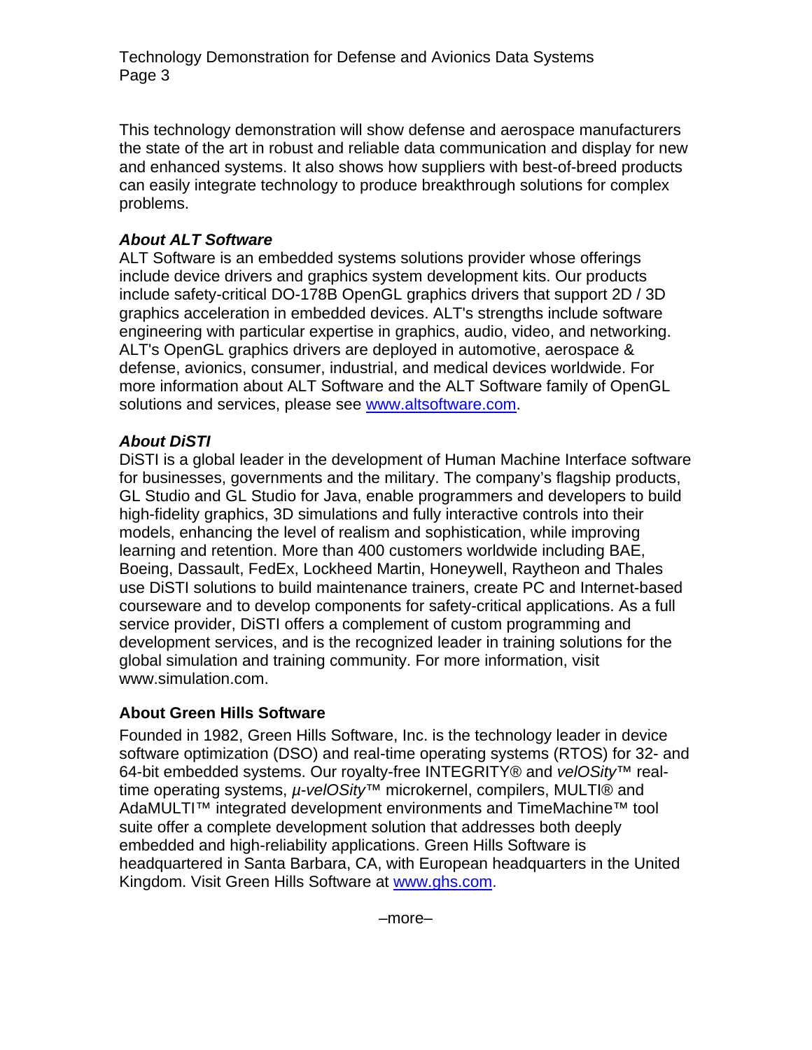This technology demonstration will show defense and aerospace manufacturers the state of the art in robust and reliable data communication and display for new and enhanced systems. It also shows how suppliers with best-of-breed products can easily integrate technology to produce breakthrough solutions for complex problems.

***About ALT Software***

ALT Software is an embedded systems solutions provider whose offerings include device drivers and graphics system development kits. Our products include safety-critical DO-178B OpenGL graphics drivers that support 2D / 3D graphics acceleration in embedded devices. ALT's strengths include software engineering with particular expertise in graphics, audio, video, and networking. ALT's OpenGL graphics drivers are deployed in automotive, aerospace & defense, avionics, consumer, industrial, and medical devices worldwide. For more information about ALT Software and the ALT Software family of OpenGL solutions and services, please see [www.altsoftware.com](http://www.altsoftware.com).

***About DiSTI***

DiSTI is a global leader in the development of Human Machine Interface software for businesses, governments and the military. The company's flagship products, GL Studio and GL Studio for Java, enable programmers and developers to build high-fidelity graphics, 3D simulations and fully interactive controls into their models, enhancing the level of realism and sophistication, while improving learning and retention. More than 400 customers worldwide including BAE, Boeing, Dassault, FedEx, Lockheed Martin, Honeywell, Raytheon and Thales use DiSTI solutions to build maintenance trainers, create PC and Internet-based courseware and to develop components for safety-critical applications. As a full service provider, DiSTI offers a complement of custom programming and development services, and is the recognized leader in training solutions for the global simulation and training community. For more information, visit www.simulation.com.

**About Green Hills Software**

Founded in 1982, Green Hills Software, Inc. is the technology leader in device software optimization (DSO) and real-time operating systems (RTOS) for 32- and 64-bit embedded systems. Our royalty-free INTEGRITY® and *velOSity*™ real-time operating systems, *µ-velOSity*™ microkernel, compilers, MULTI® and AdaMULTI™ integrated development environments and TimeMachine™ tool suite offer a complete development solution that addresses both deeply embedded and high-reliability applications. Green Hills Software is headquartered in Santa Barbara, CA, with European headquarters in the United Kingdom. Visit Green Hills Software at [www.ghs.com](http://www.ghs.com).

–more–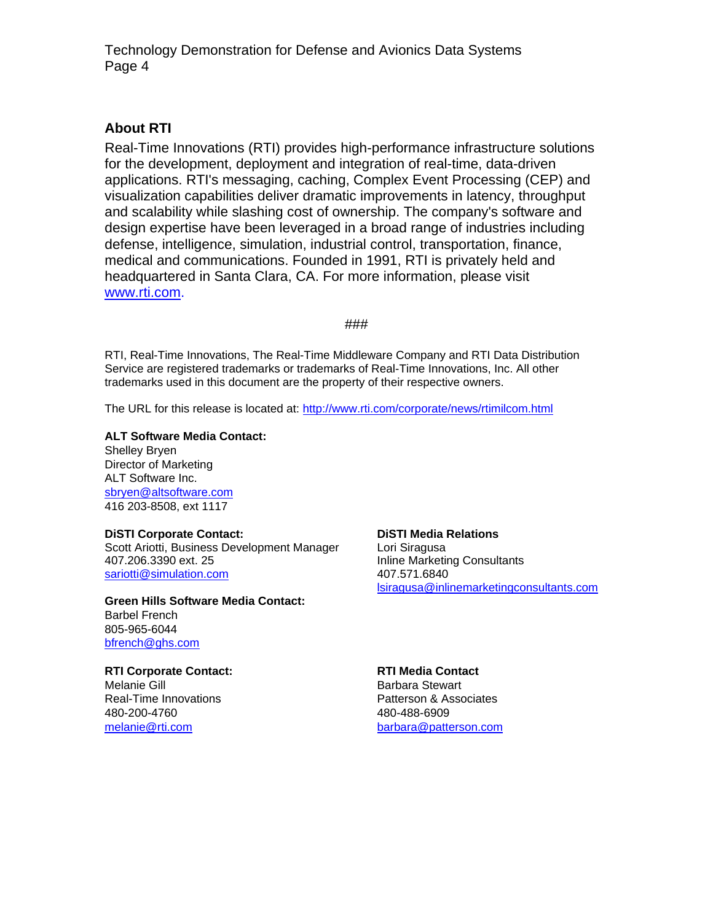## About RTI

Real-Time Innovations (RTI) provides high-performance infrastructure solutions for the development, deployment and integration of real-time, data-driven applications. RTI's messaging, caching, Complex Event Processing (CEP) and visualization capabilities deliver dramatic improvements in latency, throughput and scalability while slashing cost of ownership. The company's software and design expertise have been leveraged in a broad range of industries including defense, intelligence, simulation, industrial control, transportation, finance, medical and communications. Founded in 1991, RTI is privately held and headquartered in Santa Clara, CA. For more information, please visit www.rti.com.

###

RTI, Real-Time Innovations, The Real-Time Middleware Company and RTI Data Distribution Service are registered trademarks or trademarks of Real-Time Innovations, Inc. All other trademarks used in this document are the property of their respective owners.

The URL for this release is located at: http://www.rti.com/corporate/news/rtimilcom.html

**ALT Software Media Contact:**
Shelley Bryen
Director of Marketing
ALT Software Inc.
sbryen@altsoftware.com
416 203-8508, ext 1117

**DiSTI Corporate Contact:**
Scott Ariotti, Business Development Manager
407.206.3390 ext. 25
sariotti@simulation.com

**DiSTI Media Relations**
Lori Siragusa
Inline Marketing Consultants
407.571.6840
lsiragusa@inlinemarketingconsultants.com

**Green Hills Software Media Contact:**
Barbel French
805-965-6044
bfrench@ghs.com

**RTI Corporate Contact:**
Melanie Gill
Real-Time Innovations
480-200-4760
melanie@rti.com

**RTI Media Contact**
Barbara Stewart
Patterson & Associates
480-488-6909
barbara@patterson.com